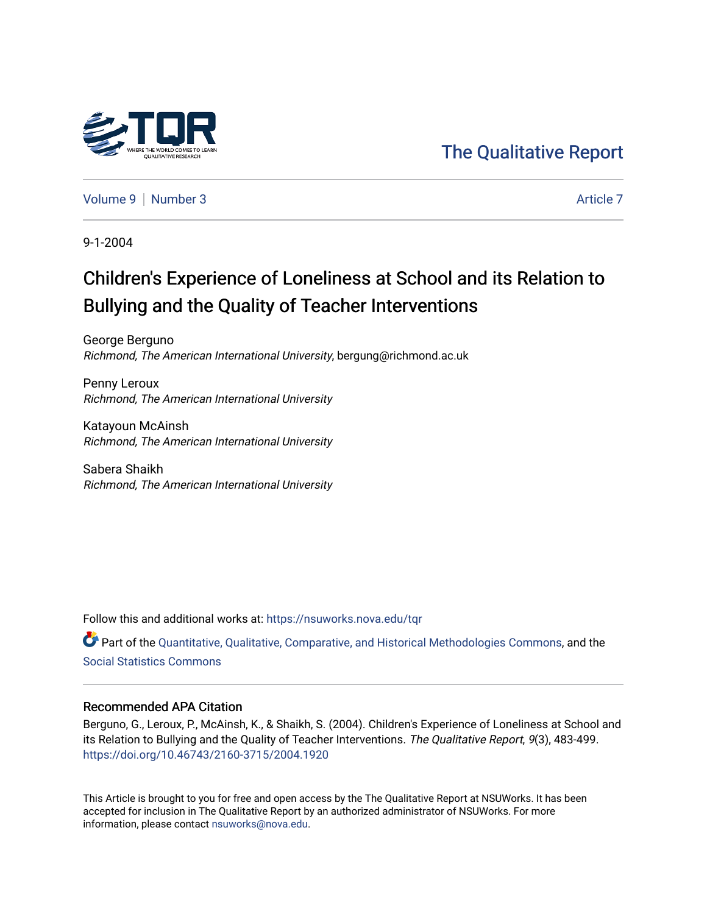The Qualitative Report

Volume 9 | Number 3 | Article 7

9-1-2004

# Children's Experience of Loneliness at School and its Relation to Bullying and the Quality of Teacher Interventions

George Berguno
*Richmond, The American International University*, bergung@richmond.ac.uk

Penny Leroux
*Richmond, The American International University*

Katayoun McAinsh
*Richmond, The American International University*

Sabera Shaikh
*Richmond, The American International University*

Follow this and additional works at: https://nsuworks.nova.edu/tqr

Part of the Quantitative, Qualitative, Comparative, and Historical Methodologies Commons, and the Social Statistics Commons

## Recommended APA Citation

Berguno, G., Leroux, P., McAinsh, K., & Shaikh, S. (2004). Children's Experience of Loneliness at School and its Relation to Bullying and the Quality of Teacher Interventions. *The Qualitative Report*, *9*(3), 483-499. https://doi.org/10.46743/2160-3715/2004.1920

This Article is brought to you for free and open access by the The Qualitative Report at NSUWorks. It has been accepted for inclusion in The Qualitative Report by an authorized administrator of NSUWorks. For more information, please contact nsuworks@nova.edu.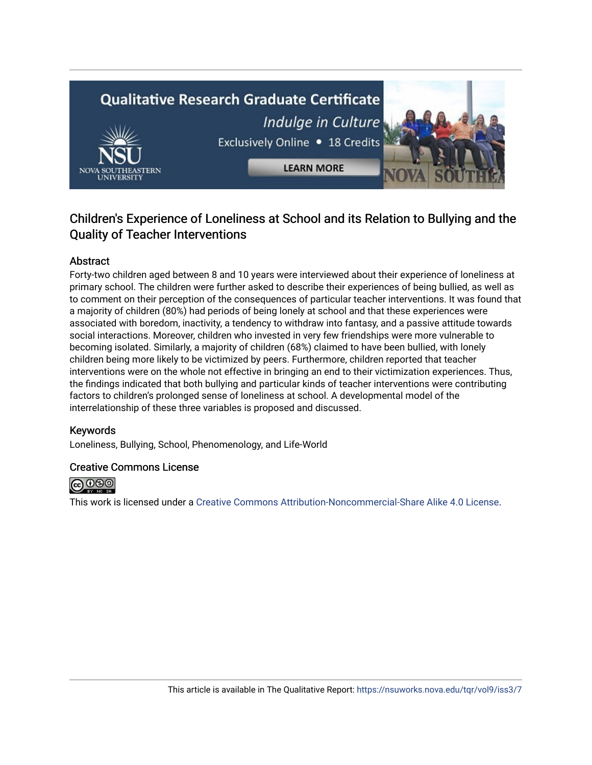## Children's Experience of Loneliness at School and its Relation to Bullying and the Quality of Teacher Interventions

### Abstract

Forty-two children aged between 8 and 10 years were interviewed about their experience of loneliness at primary school. The children were further asked to describe their experiences of being bullied, as well as to comment on their perception of the consequences of particular teacher interventions. It was found that a majority of children (80%) had periods of being lonely at school and that these experiences were associated with boredom, inactivity, a tendency to withdraw into fantasy, and a passive attitude towards social interactions. Moreover, children who invested in very few friendships were more vulnerable to becoming isolated. Similarly, a majority of children (68%) claimed to have been bullied, with lonely children being more likely to be victimized by peers. Furthermore, children reported that teacher interventions were on the whole not effective in bringing an end to their victimization experiences. Thus, the findings indicated that both bullying and particular kinds of teacher interventions were contributing factors to children's prolonged sense of loneliness at school. A developmental model of the interrelationship of these three variables is proposed and discussed.

### Keywords

Loneliness, Bullying, School, Phenomenology, and Life-World

### Creative Commons License

This work is licensed under a Creative Commons Attribution-Noncommercial-Share Alike 4.0 License.

This article is available in The Qualitative Report: https://nsuworks.nova.edu/tqr/vol9/iss3/7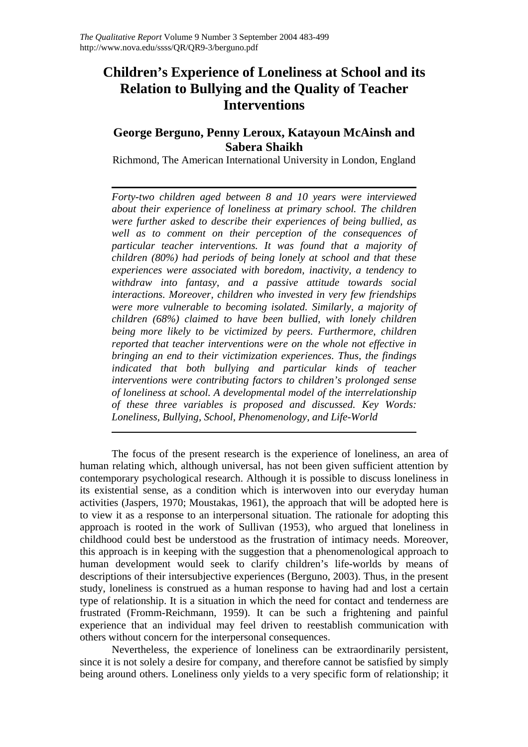# Children's Experience of Loneliness at School and its Relation to Bullying and the Quality of Teacher Interventions

## George Berguno, Penny Leroux, Katayoun McAinsh and Sabera Shaikh

Richmond, The American International University in London, England

*Forty-two children aged between 8 and 10 years were interviewed about their experience of loneliness at primary school. The children were further asked to describe their experiences of being bullied, as well as to comment on their perception of the consequences of particular teacher interventions. It was found that a majority of children (80%) had periods of being lonely at school and that these experiences were associated with boredom, inactivity, a tendency to withdraw into fantasy, and a passive attitude towards social interactions. Moreover, children who invested in very few friendships were more vulnerable to becoming isolated. Similarly, a majority of children (68%) claimed to have been bullied, with lonely children being more likely to be victimized by peers. Furthermore, children reported that teacher interventions were on the whole not effective in bringing an end to their victimization experiences. Thus, the findings indicated that both bullying and particular kinds of teacher interventions were contributing factors to children's prolonged sense of loneliness at school. A developmental model of the interrelationship of these three variables is proposed and discussed. Key Words: Loneliness, Bullying, School, Phenomenology, and Life-World*

The focus of the present research is the experience of loneliness, an area of human relating which, although universal, has not been given sufficient attention by contemporary psychological research. Although it is possible to discuss loneliness in its existential sense, as a condition which is interwoven into our everyday human activities (Jaspers, 1970; Moustakas, 1961), the approach that will be adopted here is to view it as a response to an interpersonal situation. The rationale for adopting this approach is rooted in the work of Sullivan (1953), who argued that loneliness in childhood could best be understood as the frustration of intimacy needs. Moreover, this approach is in keeping with the suggestion that a phenomenological approach to human development would seek to clarify children's life-worlds by means of descriptions of their intersubjective experiences (Berguno, 2003). Thus, in the present study, loneliness is construed as a human response to having had and lost a certain type of relationship. It is a situation in which the need for contact and tenderness are frustrated (Fromm-Reichmann, 1959). It can be such a frightening and painful experience that an individual may feel driven to reestablish communication with others without concern for the interpersonal consequences.

Nevertheless, the experience of loneliness can be extraordinarily persistent, since it is not solely a desire for company, and therefore cannot be satisfied by simply being around others. Loneliness only yields to a very specific form of relationship; it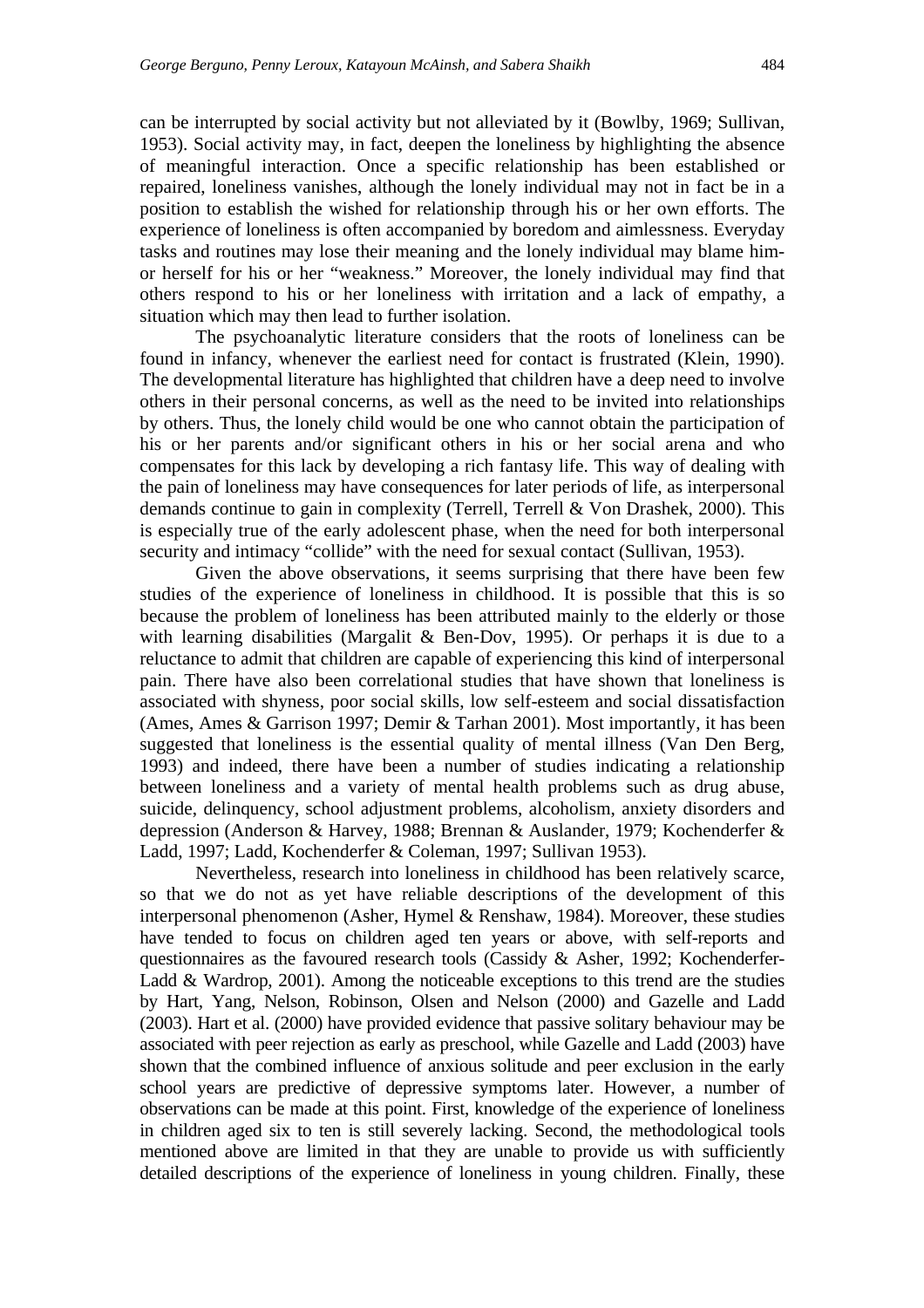can be interrupted by social activity but not alleviated by it (Bowlby, 1969; Sullivan, 1953). Social activity may, in fact, deepen the loneliness by highlighting the absence of meaningful interaction. Once a specific relationship has been established or repaired, loneliness vanishes, although the lonely individual may not in fact be in a position to establish the wished for relationship through his or her own efforts. The experience of loneliness is often accompanied by boredom and aimlessness. Everyday tasks and routines may lose their meaning and the lonely individual may blame him- or herself for his or her "weakness." Moreover, the lonely individual may find that others respond to his or her loneliness with irritation and a lack of empathy, a situation which may then lead to further isolation.

The psychoanalytic literature considers that the roots of loneliness can be found in infancy, whenever the earliest need for contact is frustrated (Klein, 1990). The developmental literature has highlighted that children have a deep need to involve others in their personal concerns, as well as the need to be invited into relationships by others. Thus, the lonely child would be one who cannot obtain the participation of his or her parents and/or significant others in his or her social arena and who compensates for this lack by developing a rich fantasy life. This way of dealing with the pain of loneliness may have consequences for later periods of life, as interpersonal demands continue to gain in complexity (Terrell, Terrell & Von Drashek, 2000). This is especially true of the early adolescent phase, when the need for both interpersonal security and intimacy "collide" with the need for sexual contact (Sullivan, 1953).

Given the above observations, it seems surprising that there have been few studies of the experience of loneliness in childhood. It is possible that this is so because the problem of loneliness has been attributed mainly to the elderly or those with learning disabilities (Margalit & Ben-Dov, 1995). Or perhaps it is due to a reluctance to admit that children are capable of experiencing this kind of interpersonal pain. There have also been correlational studies that have shown that loneliness is associated with shyness, poor social skills, low self-esteem and social dissatisfaction (Ames, Ames & Garrison 1997; Demir & Tarhan 2001). Most importantly, it has been suggested that loneliness is the essential quality of mental illness (Van Den Berg, 1993) and indeed, there have been a number of studies indicating a relationship between loneliness and a variety of mental health problems such as drug abuse, suicide, delinquency, school adjustment problems, alcoholism, anxiety disorders and depression (Anderson & Harvey, 1988; Brennan & Auslander, 1979; Kochenderfer & Ladd, 1997; Ladd, Kochenderfer & Coleman, 1997; Sullivan 1953).

Nevertheless, research into loneliness in childhood has been relatively scarce, so that we do not as yet have reliable descriptions of the development of this interpersonal phenomenon (Asher, Hymel & Renshaw, 1984). Moreover, these studies have tended to focus on children aged ten years or above, with self-reports and questionnaires as the favoured research tools (Cassidy & Asher, 1992; Kochenderfer-Ladd & Wardrop, 2001). Among the noticeable exceptions to this trend are the studies by Hart, Yang, Nelson, Robinson, Olsen and Nelson (2000) and Gazelle and Ladd (2003). Hart et al. (2000) have provided evidence that passive solitary behaviour may be associated with peer rejection as early as preschool, while Gazelle and Ladd (2003) have shown that the combined influence of anxious solitude and peer exclusion in the early school years are predictive of depressive symptoms later. However, a number of observations can be made at this point. First, knowledge of the experience of loneliness in children aged six to ten is still severely lacking. Second, the methodological tools mentioned above are limited in that they are unable to provide us with sufficiently detailed descriptions of the experience of loneliness in young children. Finally, these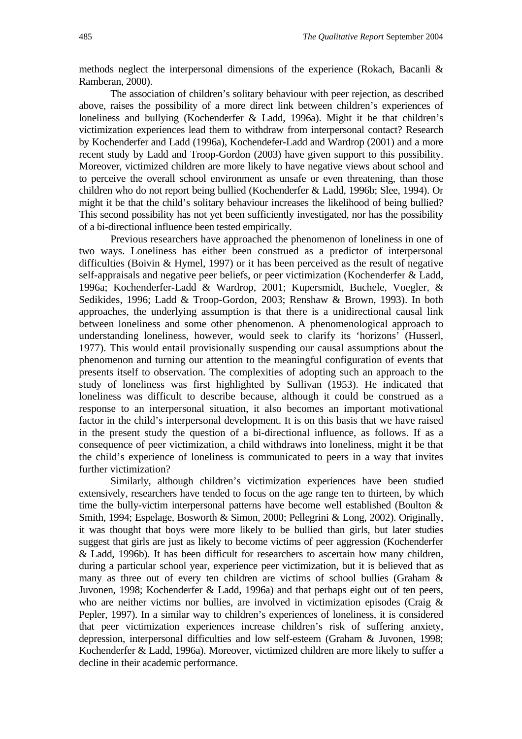methods neglect the interpersonal dimensions of the experience (Rokach, Bacanli & Ramberan, 2000).

The association of children's solitary behaviour with peer rejection, as described above, raises the possibility of a more direct link between children's experiences of loneliness and bullying (Kochenderfer & Ladd, 1996a). Might it be that children's victimization experiences lead them to withdraw from interpersonal contact? Research by Kochenderfer and Ladd (1996a), Kochendefer-Ladd and Wardrop (2001) and a more recent study by Ladd and Troop-Gordon (2003) have given support to this possibility. Moreover, victimized children are more likely to have negative views about school and to perceive the overall school environment as unsafe or even threatening, than those children who do not report being bullied (Kochenderfer & Ladd, 1996b; Slee, 1994). Or might it be that the child's solitary behaviour increases the likelihood of being bullied? This second possibility has not yet been sufficiently investigated, nor has the possibility of a bi-directional influence been tested empirically.

Previous researchers have approached the phenomenon of loneliness in one of two ways. Loneliness has either been construed as a predictor of interpersonal difficulties (Boivin & Hymel, 1997) or it has been perceived as the result of negative self-appraisals and negative peer beliefs, or peer victimization (Kochenderfer & Ladd, 1996a; Kochenderfer-Ladd & Wardrop, 2001; Kupersmidt, Buchele, Voegler, & Sedikides, 1996; Ladd & Troop-Gordon, 2003; Renshaw & Brown, 1993). In both approaches, the underlying assumption is that there is a unidirectional causal link between loneliness and some other phenomenon. A phenomenological approach to understanding loneliness, however, would seek to clarify its 'horizons' (Husserl, 1977). This would entail provisionally suspending our causal assumptions about the phenomenon and turning our attention to the meaningful configuration of events that presents itself to observation. The complexities of adopting such an approach to the study of loneliness was first highlighted by Sullivan (1953). He indicated that loneliness was difficult to describe because, although it could be construed as a response to an interpersonal situation, it also becomes an important motivational factor in the child's interpersonal development. It is on this basis that we have raised in the present study the question of a bi-directional influence, as follows. If as a consequence of peer victimization, a child withdraws into loneliness, might it be that the child's experience of loneliness is communicated to peers in a way that invites further victimization?

Similarly, although children's victimization experiences have been studied extensively, researchers have tended to focus on the age range ten to thirteen, by which time the bully-victim interpersonal patterns have become well established (Boulton & Smith, 1994; Espelage, Bosworth & Simon, 2000; Pellegrini & Long, 2002). Originally, it was thought that boys were more likely to be bullied than girls, but later studies suggest that girls are just as likely to become victims of peer aggression (Kochenderfer & Ladd, 1996b). It has been difficult for researchers to ascertain how many children, during a particular school year, experience peer victimization, but it is believed that as many as three out of every ten children are victims of school bullies (Graham & Juvonen, 1998; Kochenderfer & Ladd, 1996a) and that perhaps eight out of ten peers, who are neither victims nor bullies, are involved in victimization episodes (Craig & Pepler, 1997). In a similar way to children's experiences of loneliness, it is considered that peer victimization experiences increase children's risk of suffering anxiety, depression, interpersonal difficulties and low self-esteem (Graham & Juvonen, 1998; Kochenderfer & Ladd, 1996a). Moreover, victimized children are more likely to suffer a decline in their academic performance.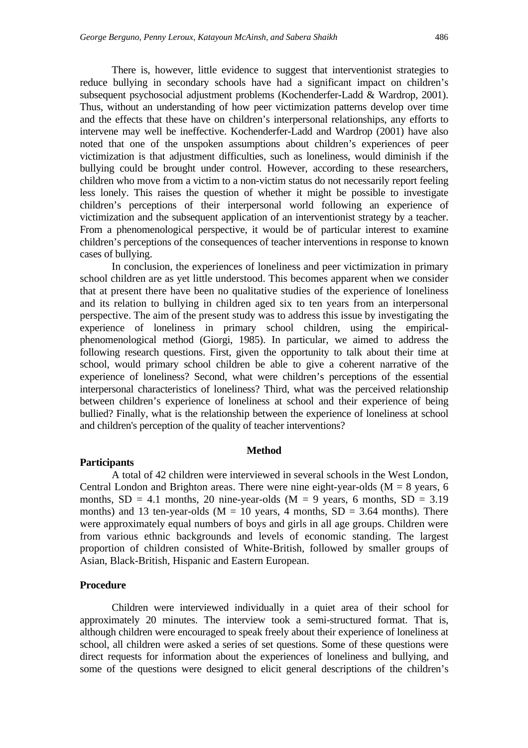There is, however, little evidence to suggest that interventionist strategies to reduce bullying in secondary schools have had a significant impact on children's subsequent psychosocial adjustment problems (Kochenderfer-Ladd & Wardrop, 2001). Thus, without an understanding of how peer victimization patterns develop over time and the effects that these have on children's interpersonal relationships, any efforts to intervene may well be ineffective. Kochenderfer-Ladd and Wardrop (2001) have also noted that one of the unspoken assumptions about children's experiences of peer victimization is that adjustment difficulties, such as loneliness, would diminish if the bullying could be brought under control. However, according to these researchers, children who move from a victim to a non-victim status do not necessarily report feeling less lonely. This raises the question of whether it might be possible to investigate children's perceptions of their interpersonal world following an experience of victimization and the subsequent application of an interventionist strategy by a teacher. From a phenomenological perspective, it would be of particular interest to examine children's perceptions of the consequences of teacher interventions in response to known cases of bullying.

In conclusion, the experiences of loneliness and peer victimization in primary school children are as yet little understood. This becomes apparent when we consider that at present there have been no qualitative studies of the experience of loneliness and its relation to bullying in children aged six to ten years from an interpersonal perspective. The aim of the present study was to address this issue by investigating the experience of loneliness in primary school children, using the empirical-phenomenological method (Giorgi, 1985). In particular, we aimed to address the following research questions. First, given the opportunity to talk about their time at school, would primary school children be able to give a coherent narrative of the experience of loneliness? Second, what were children's perceptions of the essential interpersonal characteristics of loneliness? Third, what was the perceived relationship between children's experience of loneliness at school and their experience of being bullied? Finally, what is the relationship between the experience of loneliness at school and children's perception of the quality of teacher interventions?

## Method

### Participants

A total of 42 children were interviewed in several schools in the West London, Central London and Brighton areas. There were nine eight-year-olds (M = 8 years, 6 months, SD = 4.1 months, 20 nine-year-olds (M = 9 years, 6 months, SD = 3.19 months) and 13 ten-year-olds (M = 10 years, 4 months, SD = 3.64 months). There were approximately equal numbers of boys and girls in all age groups. Children were from various ethnic backgrounds and levels of economic standing. The largest proportion of children consisted of White-British, followed by smaller groups of Asian, Black-British, Hispanic and Eastern European.

### Procedure

Children were interviewed individually in a quiet area of their school for approximately 20 minutes. The interview took a semi-structured format. That is, although children were encouraged to speak freely about their experience of loneliness at school, all children were asked a series of set questions. Some of these questions were direct requests for information about the experiences of loneliness and bullying, and some of the questions were designed to elicit general descriptions of the children's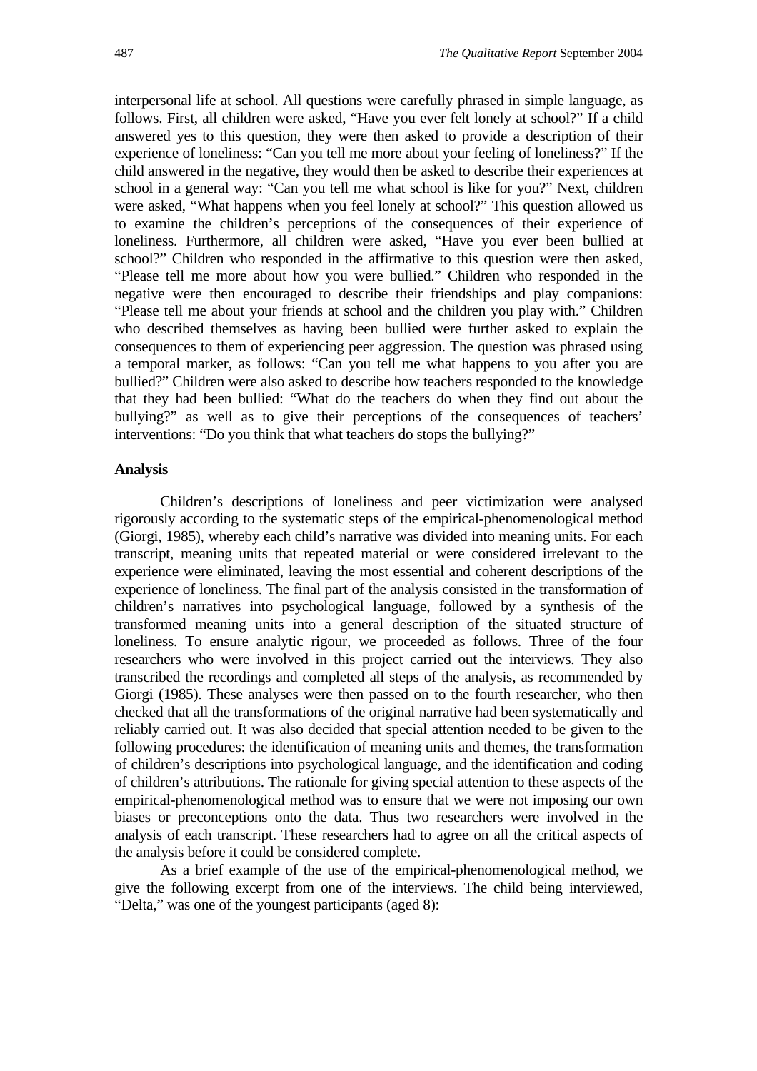interpersonal life at school. All questions were carefully phrased in simple language, as follows. First, all children were asked, "Have you ever felt lonely at school?" If a child answered yes to this question, they were then asked to provide a description of their experience of loneliness: "Can you tell me more about your feeling of loneliness?" If the child answered in the negative, they would then be asked to describe their experiences at school in a general way: "Can you tell me what school is like for you?" Next, children were asked, "What happens when you feel lonely at school?" This question allowed us to examine the children's perceptions of the consequences of their experience of loneliness. Furthermore, all children were asked, "Have you ever been bullied at school?" Children who responded in the affirmative to this question were then asked, "Please tell me more about how you were bullied." Children who responded in the negative were then encouraged to describe their friendships and play companions: "Please tell me about your friends at school and the children you play with." Children who described themselves as having been bullied were further asked to explain the consequences to them of experiencing peer aggression. The question was phrased using a temporal marker, as follows: "Can you tell me what happens to you after you are bullied?" Children were also asked to describe how teachers responded to the knowledge that they had been bullied: "What do the teachers do when they find out about the bullying?" as well as to give their perceptions of the consequences of teachers' interventions: "Do you think that what teachers do stops the bullying?"

### Analysis

Children's descriptions of loneliness and peer victimization were analysed rigorously according to the systematic steps of the empirical-phenomenological method (Giorgi, 1985), whereby each child's narrative was divided into meaning units. For each transcript, meaning units that repeated material or were considered irrelevant to the experience were eliminated, leaving the most essential and coherent descriptions of the experience of loneliness. The final part of the analysis consisted in the transformation of children's narratives into psychological language, followed by a synthesis of the transformed meaning units into a general description of the situated structure of loneliness. To ensure analytic rigour, we proceeded as follows. Three of the four researchers who were involved in this project carried out the interviews. They also transcribed the recordings and completed all steps of the analysis, as recommended by Giorgi (1985). These analyses were then passed on to the fourth researcher, who then checked that all the transformations of the original narrative had been systematically and reliably carried out. It was also decided that special attention needed to be given to the following procedures: the identification of meaning units and themes, the transformation of children's descriptions into psychological language, and the identification and coding of children's attributions. The rationale for giving special attention to these aspects of the empirical-phenomenological method was to ensure that we were not imposing our own biases or preconceptions onto the data. Thus two researchers were involved in the analysis of each transcript. These researchers had to agree on all the critical aspects of the analysis before it could be considered complete.

As a brief example of the use of the empirical-phenomenological method, we give the following excerpt from one of the interviews. The child being interviewed, "Delta," was one of the youngest participants (aged 8):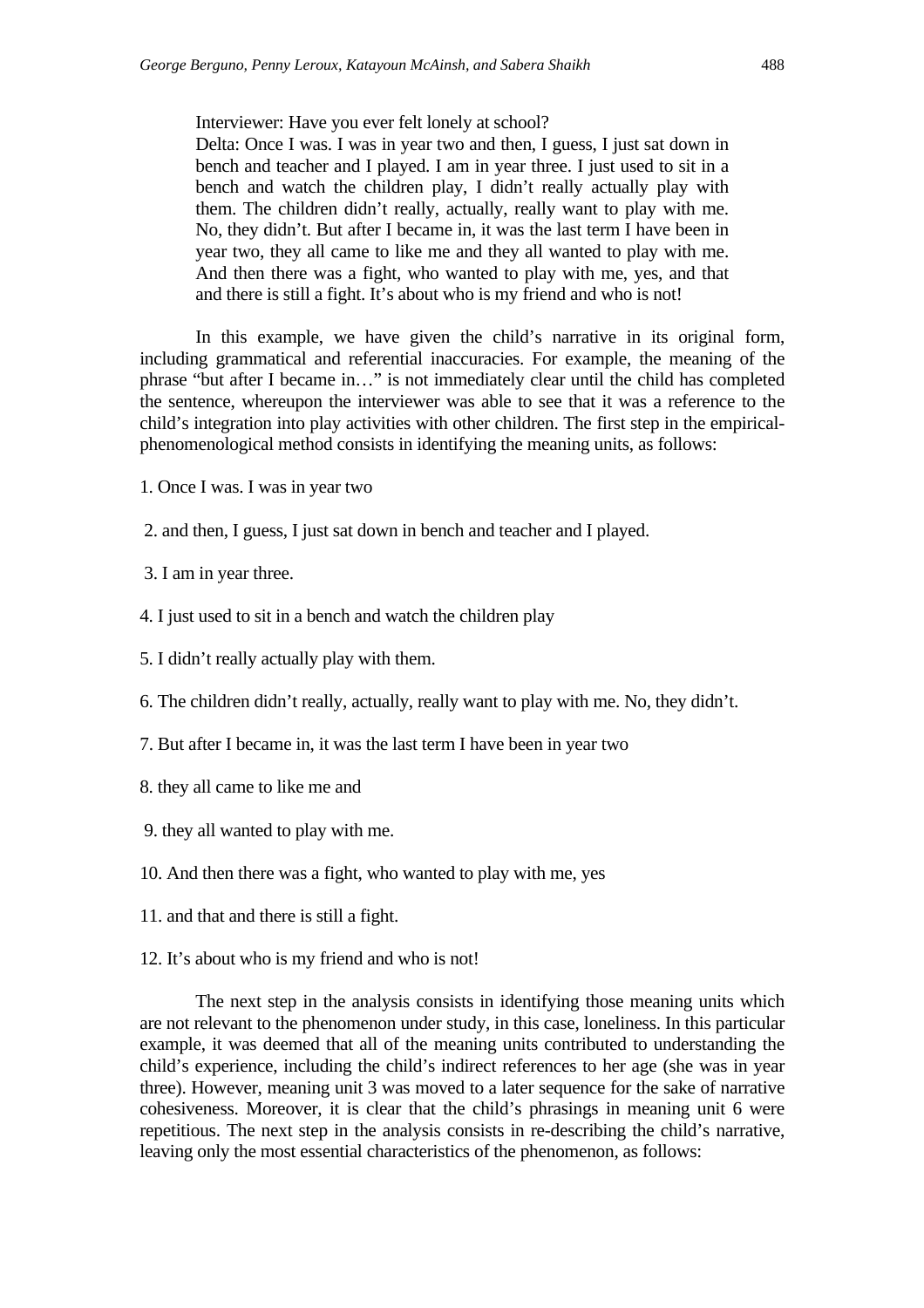> Interviewer: Have you ever felt lonely at school?
> Delta: Once I was. I was in year two and then, I guess, I just sat down in bench and teacher and I played. I am in year three. I just used to sit in a bench and watch the children play, I didn't really actually play with them. The children didn't really, actually, really want to play with me. No, they didn't. But after I became in, it was the last term I have been in year two, they all came to like me and they all wanted to play with me. And then there was a fight, who wanted to play with me, yes, and that and there is still a fight. It's about who is my friend and who is not!

In this example, we have given the child's narrative in its original form, including grammatical and referential inaccuracies. For example, the meaning of the phrase "but after I became in…" is not immediately clear until the child has completed the sentence, whereupon the interviewer was able to see that it was a reference to the child's integration into play activities with other children. The first step in the empirical-phenomenological method consists in identifying the meaning units, as follows:

1. Once I was. I was in year two
2. and then, I guess, I just sat down in bench and teacher and I played.
3. I am in year three.
4. I just used to sit in a bench and watch the children play
5. I didn't really actually play with them.
6. The children didn't really, actually, really want to play with me. No, they didn't.
7. But after I became in, it was the last term I have been in year two
8. they all came to like me and
9. they all wanted to play with me.
10. And then there was a fight, who wanted to play with me, yes
11. and that and there is still a fight.
12. It's about who is my friend and who is not!

The next step in the analysis consists in identifying those meaning units which are not relevant to the phenomenon under study, in this case, loneliness. In this particular example, it was deemed that all of the meaning units contributed to understanding the child's experience, including the child's indirect references to her age (she was in year three). However, meaning unit 3 was moved to a later sequence for the sake of narrative cohesiveness. Moreover, it is clear that the child's phrasings in meaning unit 6 were repetitious. The next step in the analysis consists in re-describing the child's narrative, leaving only the most essential characteristics of the phenomenon, as follows: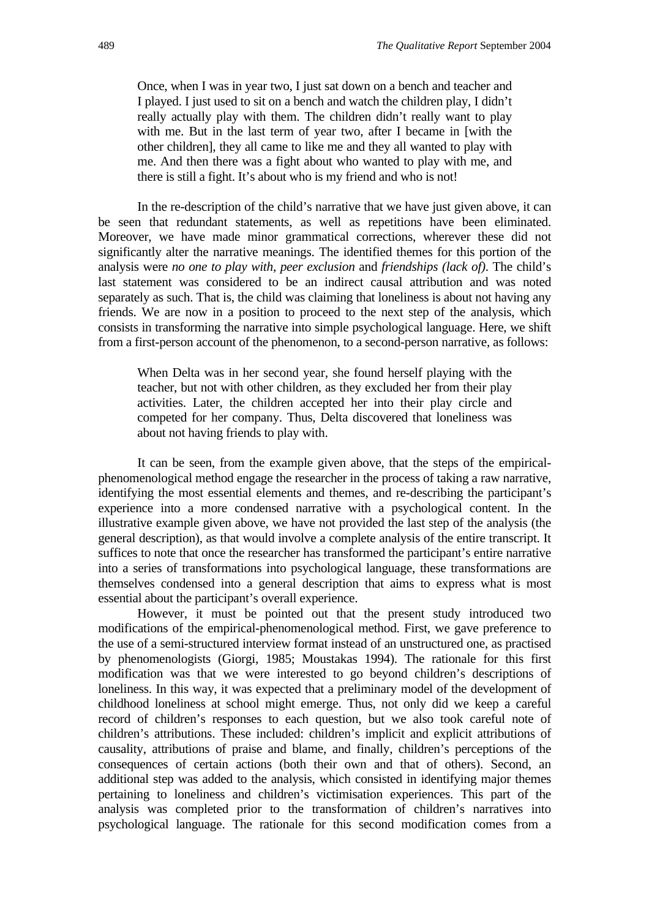> Once, when I was in year two, I just sat down on a bench and teacher and I played. I just used to sit on a bench and watch the children play, I didn't really actually play with them. The children didn't really want to play with me. But in the last term of year two, after I became in [with the other children], they all came to like me and they all wanted to play with me. And then there was a fight about who wanted to play with me, and there is still a fight. It's about who is my friend and who is not!

In the re-description of the child's narrative that we have just given above, it can be seen that redundant statements, as well as repetitions have been eliminated. Moreover, we have made minor grammatical corrections, wherever these did not significantly alter the narrative meanings. The identified themes for this portion of the analysis were *no one to play with*, *peer exclusion* and *friendships (lack of)*. The child's last statement was considered to be an indirect causal attribution and was noted separately as such. That is, the child was claiming that loneliness is about not having any friends. We are now in a position to proceed to the next step of the analysis, which consists in transforming the narrative into simple psychological language. Here, we shift from a first-person account of the phenomenon, to a second-person narrative, as follows:

> When Delta was in her second year, she found herself playing with the teacher, but not with other children, as they excluded her from their play activities. Later, the children accepted her into their play circle and competed for her company. Thus, Delta discovered that loneliness was about not having friends to play with.

It can be seen, from the example given above, that the steps of the empirical-phenomenological method engage the researcher in the process of taking a raw narrative, identifying the most essential elements and themes, and re-describing the participant's experience into a more condensed narrative with a psychological content. In the illustrative example given above, we have not provided the last step of the analysis (the general description), as that would involve a complete analysis of the entire transcript. It suffices to note that once the researcher has transformed the participant's entire narrative into a series of transformations into psychological language, these transformations are themselves condensed into a general description that aims to express what is most essential about the participant's overall experience.

However, it must be pointed out that the present study introduced two modifications of the empirical-phenomenological method. First, we gave preference to the use of a semi-structured interview format instead of an unstructured one, as practised by phenomenologists (Giorgi, 1985; Moustakas 1994). The rationale for this first modification was that we were interested to go beyond children's descriptions of loneliness. In this way, it was expected that a preliminary model of the development of childhood loneliness at school might emerge. Thus, not only did we keep a careful record of children's responses to each question, but we also took careful note of children's attributions. These included: children's implicit and explicit attributions of causality, attributions of praise and blame, and finally, children's perceptions of the consequences of certain actions (both their own and that of others). Second, an additional step was added to the analysis, which consisted in identifying major themes pertaining to loneliness and children's victimisation experiences. This part of the analysis was completed prior to the transformation of children's narratives into psychological language. The rationale for this second modification comes from a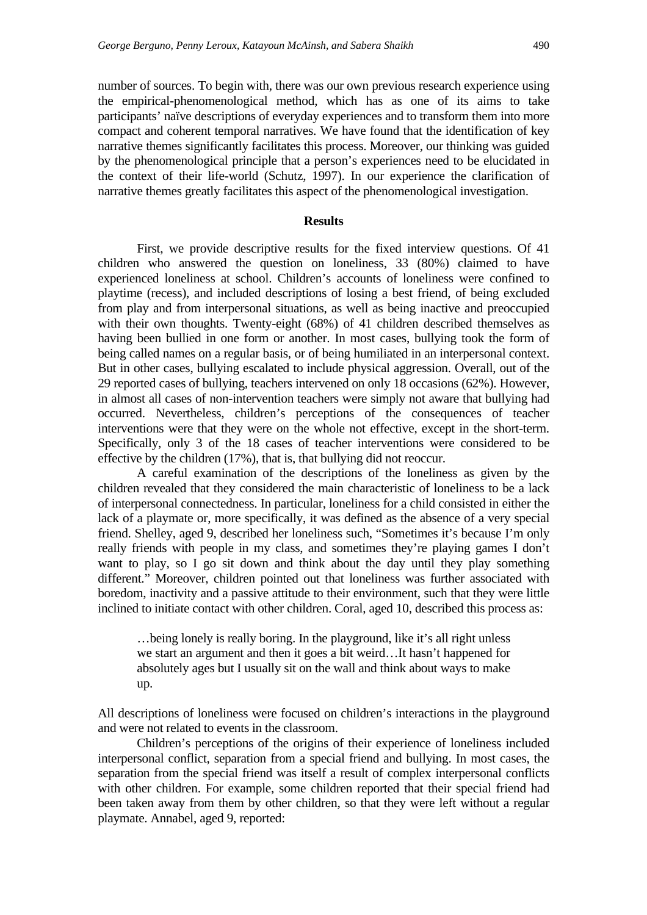number of sources. To begin with, there was our own previous research experience using the empirical-phenomenological method, which has as one of its aims to take participants' naïve descriptions of everyday experiences and to transform them into more compact and coherent temporal narratives. We have found that the identification of key narrative themes significantly facilitates this process. Moreover, our thinking was guided by the phenomenological principle that a person's experiences need to be elucidated in the context of their life-world (Schutz, 1997). In our experience the clarification of narrative themes greatly facilitates this aspect of the phenomenological investigation.

## Results

First, we provide descriptive results for the fixed interview questions. Of 41 children who answered the question on loneliness, 33 (80%) claimed to have experienced loneliness at school. Children's accounts of loneliness were confined to playtime (recess), and included descriptions of losing a best friend, of being excluded from play and from interpersonal situations, as well as being inactive and preoccupied with their own thoughts. Twenty-eight (68%) of 41 children described themselves as having been bullied in one form or another. In most cases, bullying took the form of being called names on a regular basis, or of being humiliated in an interpersonal context. But in other cases, bullying escalated to include physical aggression. Overall, out of the 29 reported cases of bullying, teachers intervened on only 18 occasions (62%). However, in almost all cases of non-intervention teachers were simply not aware that bullying had occurred. Nevertheless, children's perceptions of the consequences of teacher interventions were that they were on the whole not effective, except in the short-term. Specifically, only 3 of the 18 cases of teacher interventions were considered to be effective by the children (17%), that is, that bullying did not reoccur.

A careful examination of the descriptions of the loneliness as given by the children revealed that they considered the main characteristic of loneliness to be a lack of interpersonal connectedness. In particular, loneliness for a child consisted in either the lack of a playmate or, more specifically, it was defined as the absence of a very special friend. Shelley, aged 9, described her loneliness such, "Sometimes it's because I'm only really friends with people in my class, and sometimes they're playing games I don't want to play, so I go sit down and think about the day until they play something different." Moreover, children pointed out that loneliness was further associated with boredom, inactivity and a passive attitude to their environment, such that they were little inclined to initiate contact with other children. Coral, aged 10, described this process as:

> …being lonely is really boring. In the playground, like it's all right unless we start an argument and then it goes a bit weird…It hasn't happened for absolutely ages but I usually sit on the wall and think about ways to make up.

All descriptions of loneliness were focused on children's interactions in the playground and were not related to events in the classroom.

Children's perceptions of the origins of their experience of loneliness included interpersonal conflict, separation from a special friend and bullying. In most cases, the separation from the special friend was itself a result of complex interpersonal conflicts with other children. For example, some children reported that their special friend had been taken away from them by other children, so that they were left without a regular playmate. Annabel, aged 9, reported: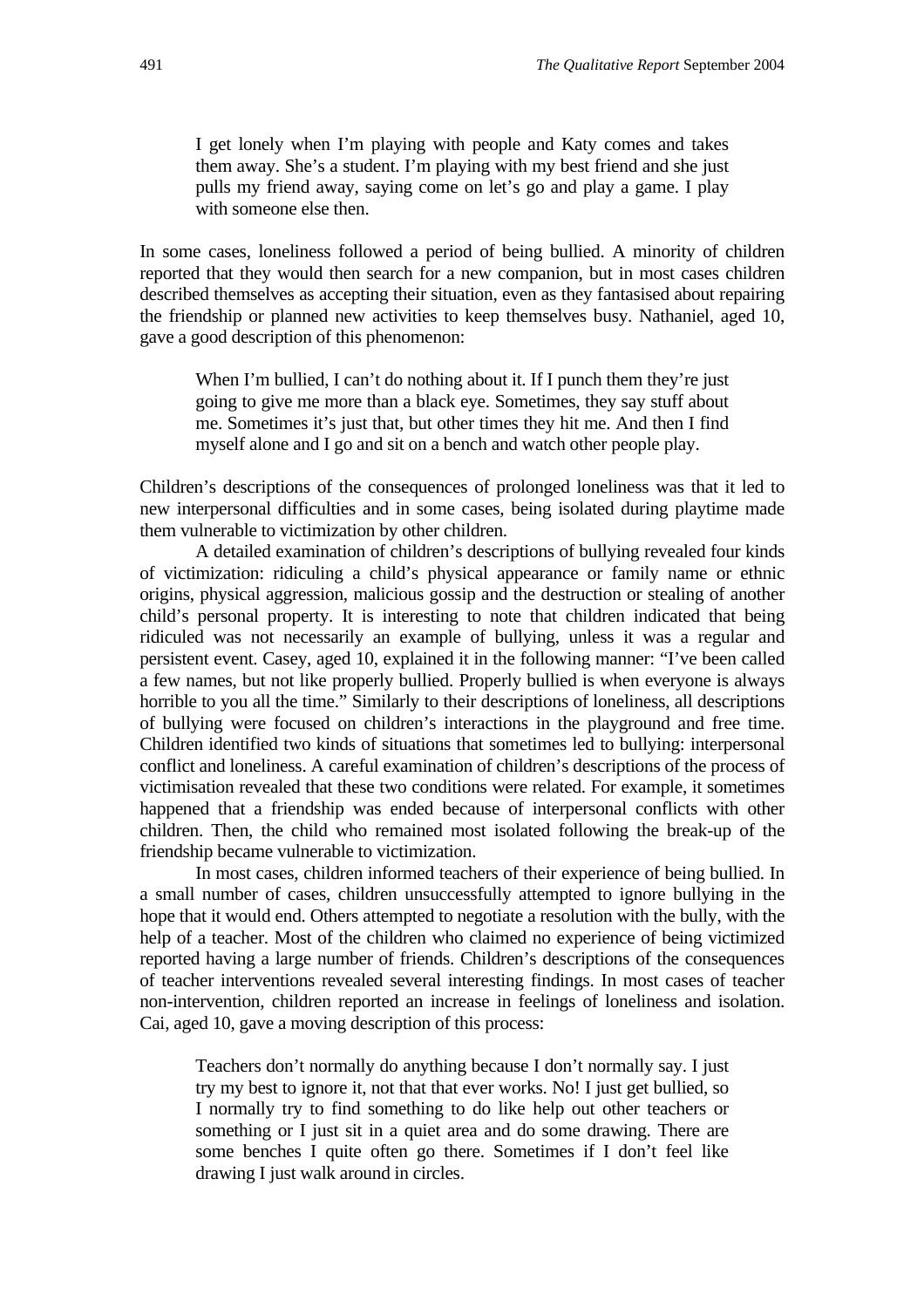> I get lonely when I'm playing with people and Katy comes and takes them away. She's a student. I'm playing with my best friend and she just pulls my friend away, saying come on let's go and play a game. I play with someone else then.

In some cases, loneliness followed a period of being bullied. A minority of children reported that they would then search for a new companion, but in most cases children described themselves as accepting their situation, even as they fantasised about repairing the friendship or planned new activities to keep themselves busy. Nathaniel, aged 10, gave a good description of this phenomenon:

> When I'm bullied, I can't do nothing about it. If I punch them they're just going to give me more than a black eye. Sometimes, they say stuff about me. Sometimes it's just that, but other times they hit me. And then I find myself alone and I go and sit on a bench and watch other people play.

Children's descriptions of the consequences of prolonged loneliness was that it led to new interpersonal difficulties and in some cases, being isolated during playtime made them vulnerable to victimization by other children.

A detailed examination of children's descriptions of bullying revealed four kinds of victimization: ridiculing a child's physical appearance or family name or ethnic origins, physical aggression, malicious gossip and the destruction or stealing of another child's personal property. It is interesting to note that children indicated that being ridiculed was not necessarily an example of bullying, unless it was a regular and persistent event. Casey, aged 10, explained it in the following manner: "I've been called a few names, but not like properly bullied. Properly bullied is when everyone is always horrible to you all the time." Similarly to their descriptions of loneliness, all descriptions of bullying were focused on children's interactions in the playground and free time. Children identified two kinds of situations that sometimes led to bullying: interpersonal conflict and loneliness. A careful examination of children's descriptions of the process of victimisation revealed that these two conditions were related. For example, it sometimes happened that a friendship was ended because of interpersonal conflicts with other children. Then, the child who remained most isolated following the break-up of the friendship became vulnerable to victimization.

In most cases, children informed teachers of their experience of being bullied. In a small number of cases, children unsuccessfully attempted to ignore bullying in the hope that it would end. Others attempted to negotiate a resolution with the bully, with the help of a teacher. Most of the children who claimed no experience of being victimized reported having a large number of friends. Children's descriptions of the consequences of teacher interventions revealed several interesting findings. In most cases of teacher non-intervention, children reported an increase in feelings of loneliness and isolation. Cai, aged 10, gave a moving description of this process:

> Teachers don't normally do anything because I don't normally say. I just try my best to ignore it, not that that ever works. No! I just get bullied, so I normally try to find something to do like help out other teachers or something or I just sit in a quiet area and do some drawing. There are some benches I quite often go there. Sometimes if I don't feel like drawing I just walk around in circles.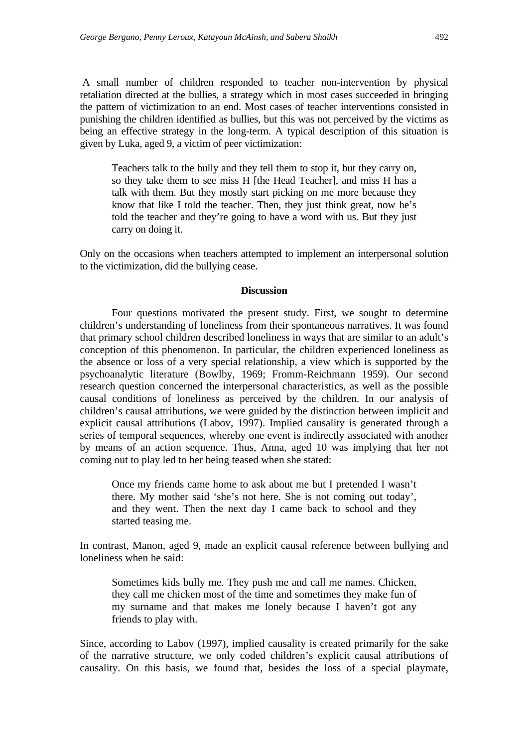A small number of children responded to teacher non-intervention by physical retaliation directed at the bullies, a strategy which in most cases succeeded in bringing the pattern of victimization to an end. Most cases of teacher interventions consisted in punishing the children identified as bullies, but this was not perceived by the victims as being an effective strategy in the long-term. A typical description of this situation is given by Luka, aged 9, a victim of peer victimization:

> Teachers talk to the bully and they tell them to stop it, but they carry on, so they take them to see miss H [the Head Teacher], and miss H has a talk with them. But they mostly start picking on me more because they know that like I told the teacher. Then, they just think great, now he's told the teacher and they're going to have a word with us. But they just carry on doing it.

Only on the occasions when teachers attempted to implement an interpersonal solution to the victimization, did the bullying cease.

## Discussion

Four questions motivated the present study. First, we sought to determine children's understanding of loneliness from their spontaneous narratives. It was found that primary school children described loneliness in ways that are similar to an adult's conception of this phenomenon. In particular, the children experienced loneliness as the absence or loss of a very special relationship, a view which is supported by the psychoanalytic literature (Bowlby, 1969; Fromm-Reichmann 1959). Our second research question concerned the interpersonal characteristics, as well as the possible causal conditions of loneliness as perceived by the children. In our analysis of children's causal attributions, we were guided by the distinction between implicit and explicit causal attributions (Labov, 1997). Implied causality is generated through a series of temporal sequences, whereby one event is indirectly associated with another by means of an action sequence. Thus, Anna, aged 10 was implying that her not coming out to play led to her being teased when she stated:

> Once my friends came home to ask about me but I pretended I wasn't there. My mother said 'she's not here. She is not coming out today', and they went. Then the next day I came back to school and they started teasing me.

In contrast, Manon, aged 9, made an explicit causal reference between bullying and loneliness when he said:

> Sometimes kids bully me. They push me and call me names. Chicken, they call me chicken most of the time and sometimes they make fun of my surname and that makes me lonely because I haven't got any friends to play with.

Since, according to Labov (1997), implied causality is created primarily for the sake of the narrative structure, we only coded children's explicit causal attributions of causality. On this basis, we found that, besides the loss of a special playmate,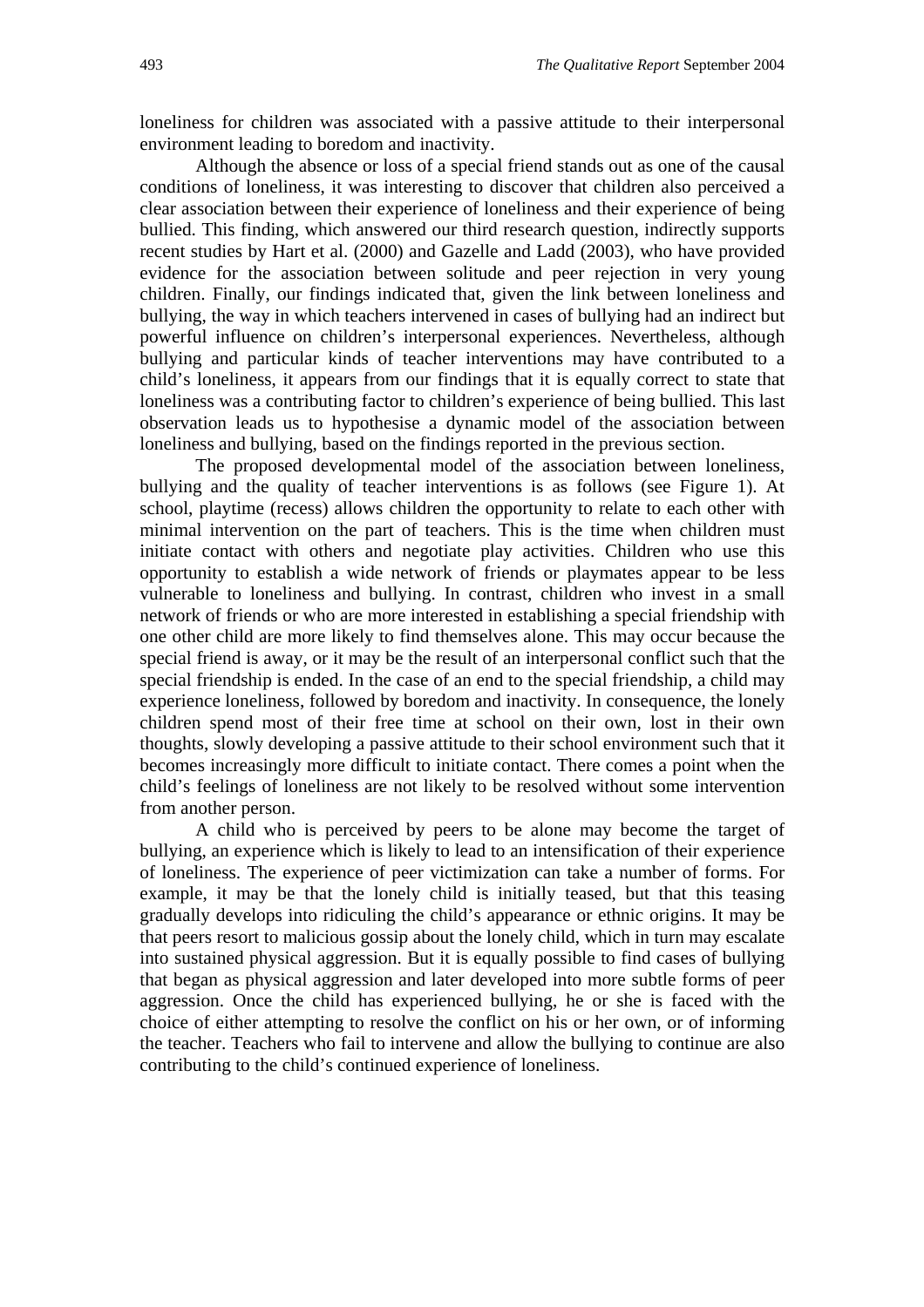loneliness for children was associated with a passive attitude to their interpersonal environment leading to boredom and inactivity.

Although the absence or loss of a special friend stands out as one of the causal conditions of loneliness, it was interesting to discover that children also perceived a clear association between their experience of loneliness and their experience of being bullied. This finding, which answered our third research question, indirectly supports recent studies by Hart et al. (2000) and Gazelle and Ladd (2003), who have provided evidence for the association between solitude and peer rejection in very young children. Finally, our findings indicated that, given the link between loneliness and bullying, the way in which teachers intervened in cases of bullying had an indirect but powerful influence on children's interpersonal experiences. Nevertheless, although bullying and particular kinds of teacher interventions may have contributed to a child's loneliness, it appears from our findings that it is equally correct to state that loneliness was a contributing factor to children's experience of being bullied. This last observation leads us to hypothesise a dynamic model of the association between loneliness and bullying, based on the findings reported in the previous section.

The proposed developmental model of the association between loneliness, bullying and the quality of teacher interventions is as follows (see Figure 1). At school, playtime (recess) allows children the opportunity to relate to each other with minimal intervention on the part of teachers. This is the time when children must initiate contact with others and negotiate play activities. Children who use this opportunity to establish a wide network of friends or playmates appear to be less vulnerable to loneliness and bullying. In contrast, children who invest in a small network of friends or who are more interested in establishing a special friendship with one other child are more likely to find themselves alone. This may occur because the special friend is away, or it may be the result of an interpersonal conflict such that the special friendship is ended. In the case of an end to the special friendship, a child may experience loneliness, followed by boredom and inactivity. In consequence, the lonely children spend most of their free time at school on their own, lost in their own thoughts, slowly developing a passive attitude to their school environment such that it becomes increasingly more difficult to initiate contact. There comes a point when the child's feelings of loneliness are not likely to be resolved without some intervention from another person.

A child who is perceived by peers to be alone may become the target of bullying, an experience which is likely to lead to an intensification of their experience of loneliness. The experience of peer victimization can take a number of forms. For example, it may be that the lonely child is initially teased, but that this teasing gradually develops into ridiculing the child's appearance or ethnic origins. It may be that peers resort to malicious gossip about the lonely child, which in turn may escalate into sustained physical aggression. But it is equally possible to find cases of bullying that began as physical aggression and later developed into more subtle forms of peer aggression. Once the child has experienced bullying, he or she is faced with the choice of either attempting to resolve the conflict on his or her own, or of informing the teacher. Teachers who fail to intervene and allow the bullying to continue are also contributing to the child's continued experience of loneliness.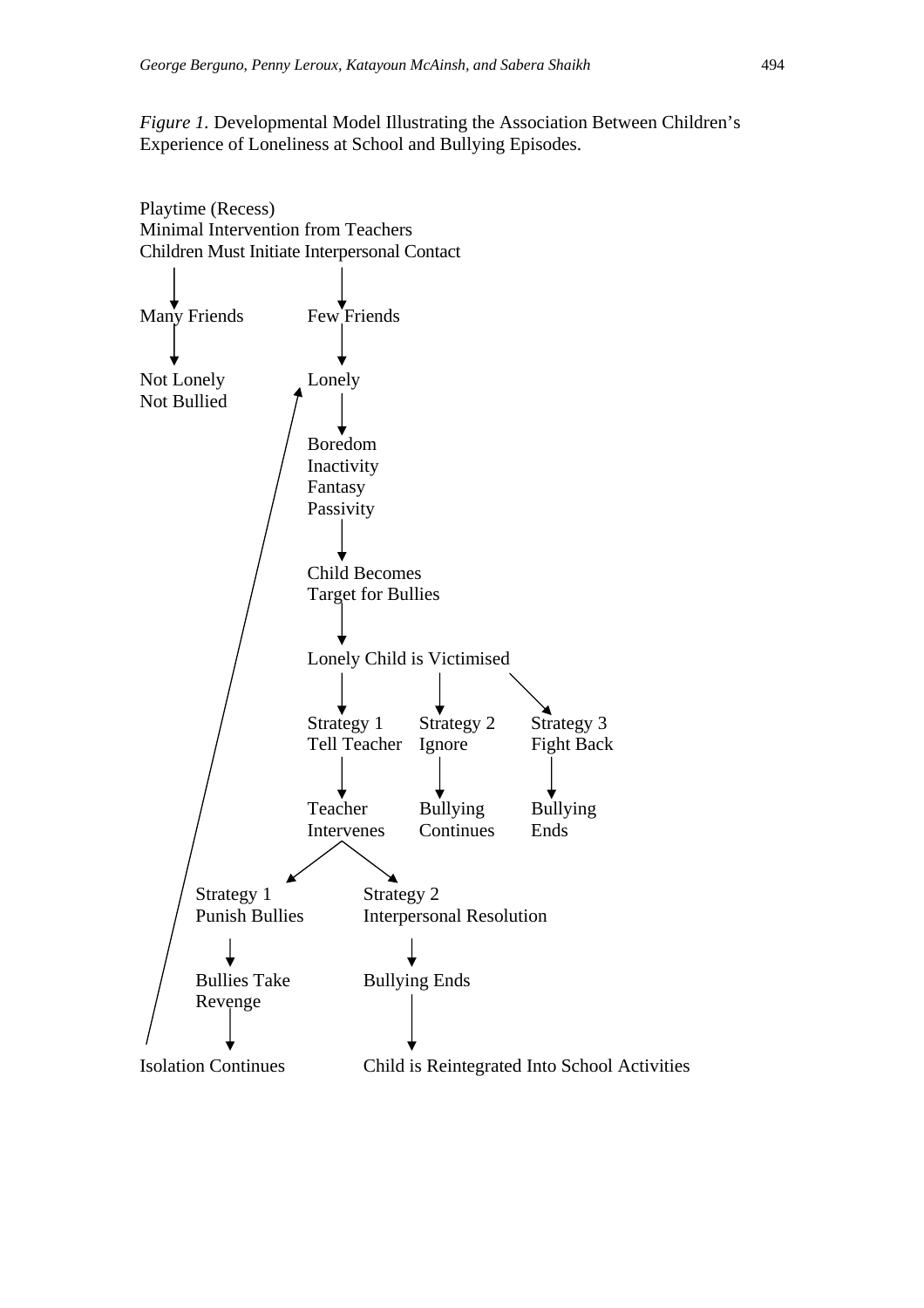*Figure 1.* Developmental Model Illustrating the Association Between Children's Experience of Loneliness at School and Bullying Episodes.

Playtime (Recess)
Minimal Intervention from Teachers
Children Must Initiate Interpersonal Contact

Many Friends → Not Lonely, Not Bullied

Few Friends → Lonely → Boredom, Inactivity, Fantasy, Passivity → Child Becomes Target for Bullies → Lonely Child is Victimised

- Strategy 1: Tell Teacher → Teacher Intervenes
  - Strategy 1: Punish Bullies → Bullies Take Revenge → Isolation Continues → (back to) Lonely
  - Strategy 2: Interpersonal Resolution → Bullying Ends → Child is Reintegrated Into School Activities
- Strategy 2: Ignore → Bullying Continues
- Strategy 3: Fight Back → Bullying Ends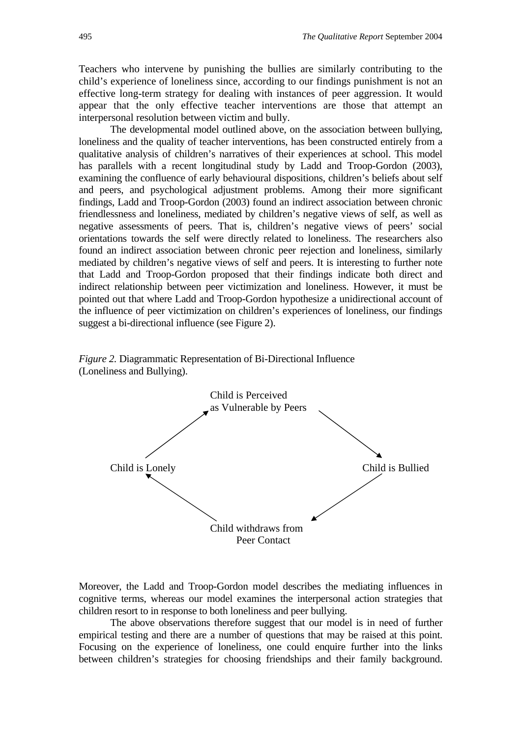Teachers who intervene by punishing the bullies are similarly contributing to the child's experience of loneliness since, according to our findings punishment is not an effective long-term strategy for dealing with instances of peer aggression. It would appear that the only effective teacher interventions are those that attempt an interpersonal resolution between victim and bully.

The developmental model outlined above, on the association between bullying, loneliness and the quality of teacher interventions, has been constructed entirely from a qualitative analysis of children's narratives of their experiences at school. This model has parallels with a recent longitudinal study by Ladd and Troop-Gordon (2003), examining the confluence of early behavioural dispositions, children's beliefs about self and peers, and psychological adjustment problems. Among their more significant findings, Ladd and Troop-Gordon (2003) found an indirect association between chronic friendlessness and loneliness, mediated by children's negative views of self, as well as negative assessments of peers. That is, children's negative views of peers' social orientations towards the self were directly related to loneliness. The researchers also found an indirect association between chronic peer rejection and loneliness, similarly mediated by children's negative views of self and peers. It is interesting to further note that Ladd and Troop-Gordon proposed that their findings indicate both direct and indirect relationship between peer victimization and loneliness. However, it must be pointed out that where Ladd and Troop-Gordon hypothesize a unidirectional account of the influence of peer victimization on children's experiences of loneliness, our findings suggest a bi-directional influence (see Figure 2).

*Figure 2.* Diagrammatic Representation of Bi-Directional Influence (Loneliness and Bullying).

Child is Perceived as Vulnerable by Peers → Child is Bullied → Child withdraws from Peer Contact → Child is Lonely → Child is Perceived as Vulnerable by Peers

Moreover, the Ladd and Troop-Gordon model describes the mediating influences in cognitive terms, whereas our model examines the interpersonal action strategies that children resort to in response to both loneliness and peer bullying.

The above observations therefore suggest that our model is in need of further empirical testing and there are a number of questions that may be raised at this point. Focusing on the experience of loneliness, one could enquire further into the links between children's strategies for choosing friendships and their family background.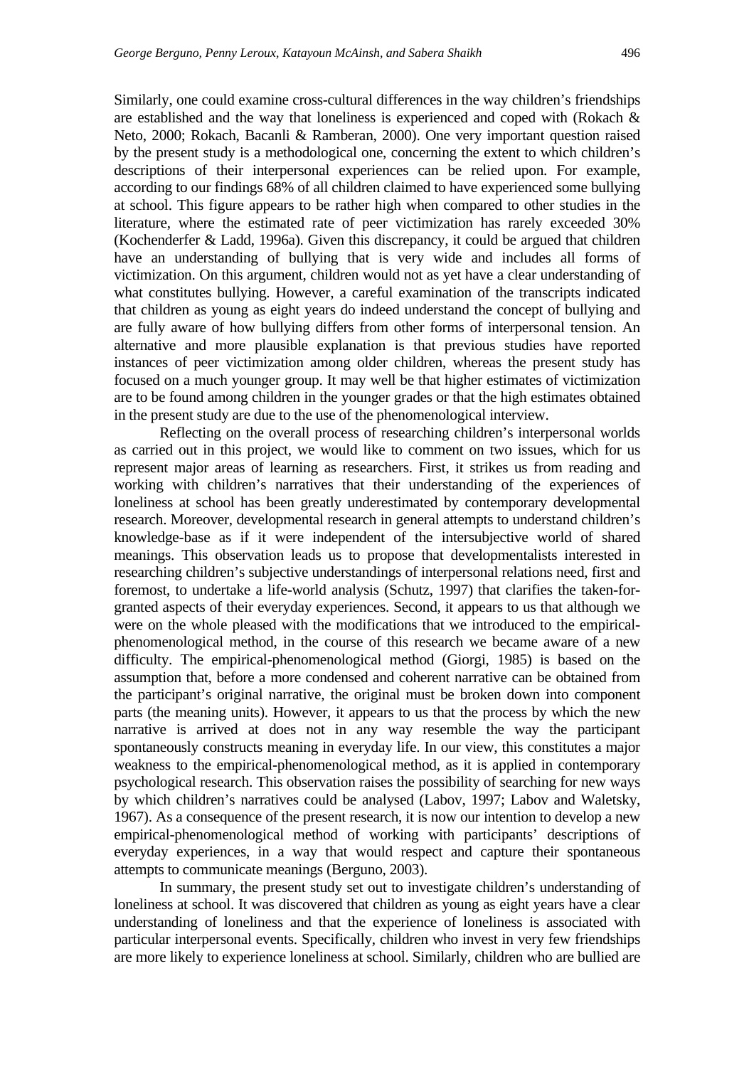Similarly, one could examine cross-cultural differences in the way children's friendships are established and the way that loneliness is experienced and coped with (Rokach & Neto, 2000; Rokach, Bacanli & Ramberan, 2000). One very important question raised by the present study is a methodological one, concerning the extent to which children's descriptions of their interpersonal experiences can be relied upon. For example, according to our findings 68% of all children claimed to have experienced some bullying at school. This figure appears to be rather high when compared to other studies in the literature, where the estimated rate of peer victimization has rarely exceeded 30% (Kochenderfer & Ladd, 1996a). Given this discrepancy, it could be argued that children have an understanding of bullying that is very wide and includes all forms of victimization. On this argument, children would not as yet have a clear understanding of what constitutes bullying. However, a careful examination of the transcripts indicated that children as young as eight years do indeed understand the concept of bullying and are fully aware of how bullying differs from other forms of interpersonal tension. An alternative and more plausible explanation is that previous studies have reported instances of peer victimization among older children, whereas the present study has focused on a much younger group. It may well be that higher estimates of victimization are to be found among children in the younger grades or that the high estimates obtained in the present study are due to the use of the phenomenological interview.

Reflecting on the overall process of researching children's interpersonal worlds as carried out in this project, we would like to comment on two issues, which for us represent major areas of learning as researchers. First, it strikes us from reading and working with children's narratives that their understanding of the experiences of loneliness at school has been greatly underestimated by contemporary developmental research. Moreover, developmental research in general attempts to understand children's knowledge-base as if it were independent of the intersubjective world of shared meanings. This observation leads us to propose that developmentalists interested in researching children's subjective understandings of interpersonal relations need, first and foremost, to undertake a life-world analysis (Schutz, 1997) that clarifies the taken-for-granted aspects of their everyday experiences. Second, it appears to us that although we were on the whole pleased with the modifications that we introduced to the empirical-phenomenological method, in the course of this research we became aware of a new difficulty. The empirical-phenomenological method (Giorgi, 1985) is based on the assumption that, before a more condensed and coherent narrative can be obtained from the participant's original narrative, the original must be broken down into component parts (the meaning units). However, it appears to us that the process by which the new narrative is arrived at does not in any way resemble the way the participant spontaneously constructs meaning in everyday life. In our view, this constitutes a major weakness to the empirical-phenomenological method, as it is applied in contemporary psychological research. This observation raises the possibility of searching for new ways by which children's narratives could be analysed (Labov, 1997; Labov and Waletsky, 1967). As a consequence of the present research, it is now our intention to develop a new empirical-phenomenological method of working with participants' descriptions of everyday experiences, in a way that would respect and capture their spontaneous attempts to communicate meanings (Berguno, 2003).

In summary, the present study set out to investigate children's understanding of loneliness at school. It was discovered that children as young as eight years have a clear understanding of loneliness and that the experience of loneliness is associated with particular interpersonal events. Specifically, children who invest in very few friendships are more likely to experience loneliness at school. Similarly, children who are bullied are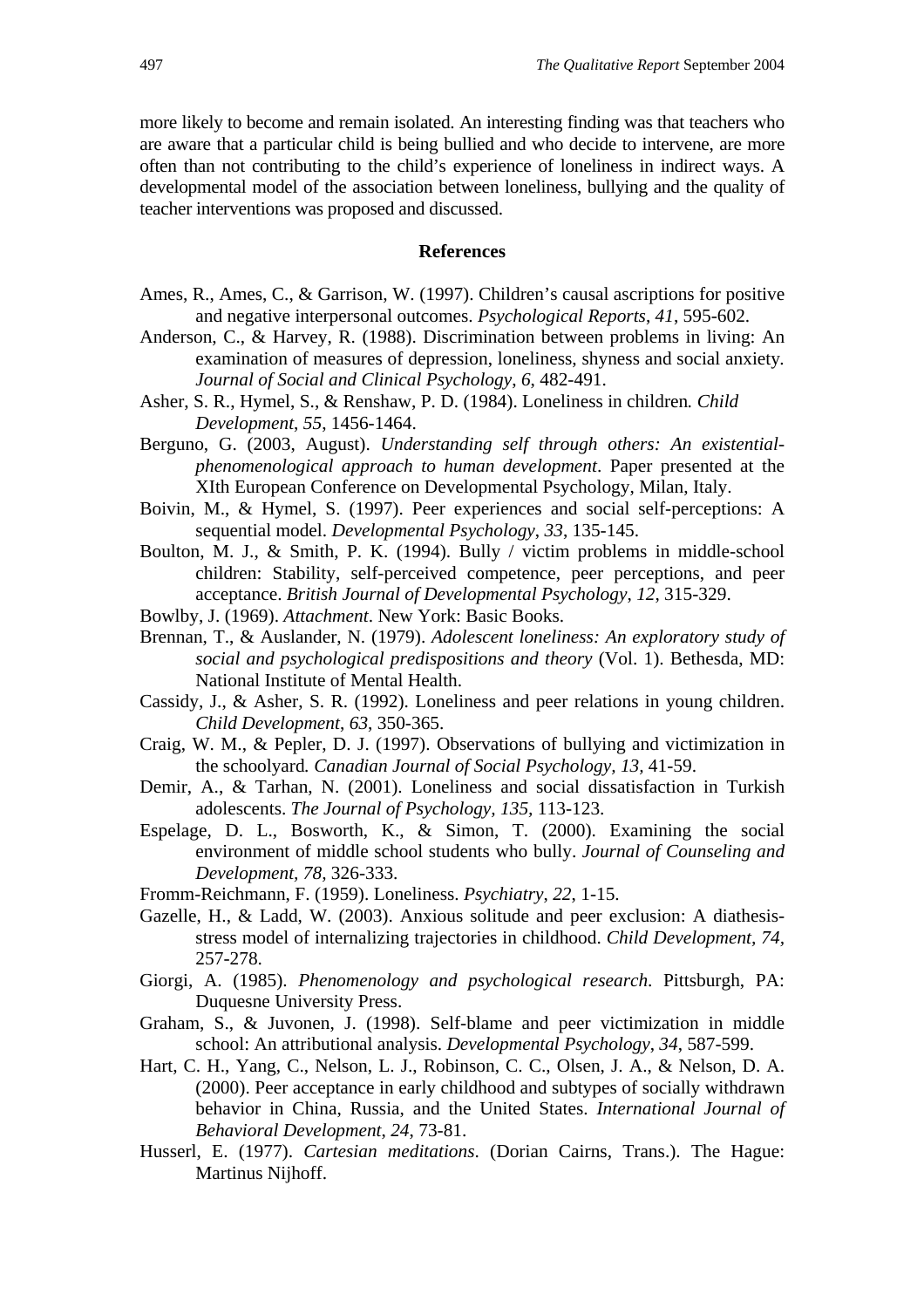more likely to become and remain isolated. An interesting finding was that teachers who are aware that a particular child is being bullied and who decide to intervene, are more often than not contributing to the child's experience of loneliness in indirect ways. A developmental model of the association between loneliness, bullying and the quality of teacher interventions was proposed and discussed.

## References

Ames, R., Ames, C., & Garrison, W. (1997). Children's causal ascriptions for positive and negative interpersonal outcomes. *Psychological Reports*, *41*, 595-602.

Anderson, C., & Harvey, R. (1988). Discrimination between problems in living: An examination of measures of depression, loneliness, shyness and social anxiety. *Journal of Social and Clinical Psychology*, *6*, 482-491.

Asher, S. R., Hymel, S., & Renshaw, P. D. (1984). Loneliness in children*. Child Development*, *55*, 1456-1464.

Berguno, G. (2003, August). *Understanding self through others: An existential-phenomenological approach to human development*. Paper presented at the XIth European Conference on Developmental Psychology, Milan, Italy.

Boivin, M., & Hymel, S. (1997). Peer experiences and social self-perceptions: A sequential model. *Developmental Psychology*, *33*, 135-145.

Boulton, M. J., & Smith, P. K. (1994). Bully / victim problems in middle-school children: Stability, self-perceived competence, peer perceptions, and peer acceptance. *British Journal of Developmental Psychology*, *12*, 315-329.

Bowlby, J. (1969). *Attachment*. New York: Basic Books.

Brennan, T., & Auslander, N. (1979). *Adolescent loneliness: An exploratory study of social and psychological predispositions and theory* (Vol. 1). Bethesda, MD: National Institute of Mental Health.

Cassidy, J., & Asher, S. R. (1992). Loneliness and peer relations in young children. *Child Development*, *63*, 350-365.

Craig, W. M., & Pepler, D. J. (1997). Observations of bullying and victimization in the schoolyard*. Canadian Journal of Social Psychology, 13,* 41-59.

Demir, A., & Tarhan, N. (2001). Loneliness and social dissatisfaction in Turkish adolescents. *The Journal of Psychology, 135,* 113-123.

Espelage, D. L., Bosworth, K., & Simon, T. (2000). Examining the social environment of middle school students who bully. *Journal of Counseling and Development, 78,* 326-333.

Fromm-Reichmann, F. (1959). Loneliness. *Psychiatry*, *22*, 1-15.

Gazelle, H., & Ladd, W. (2003). Anxious solitude and peer exclusion: A diathesis-stress model of internalizing trajectories in childhood. *Child Development, 74,* 257-278.

Giorgi, A. (1985). *Phenomenology and psychological research*. Pittsburgh, PA: Duquesne University Press.

Graham, S., & Juvonen, J. (1998). Self-blame and peer victimization in middle school: An attributional analysis. *Developmental Psychology*, *34*, 587-599.

Hart, C. H., Yang, C., Nelson, L. J., Robinson, C. C., Olsen, J. A., & Nelson, D. A. (2000). Peer acceptance in early childhood and subtypes of socially withdrawn behavior in China, Russia, and the United States. *International Journal of Behavioral Development*, *24*, 73-81.

Husserl, E. (1977). *Cartesian meditations*. (Dorian Cairns, Trans.). The Hague: Martinus Nijhoff.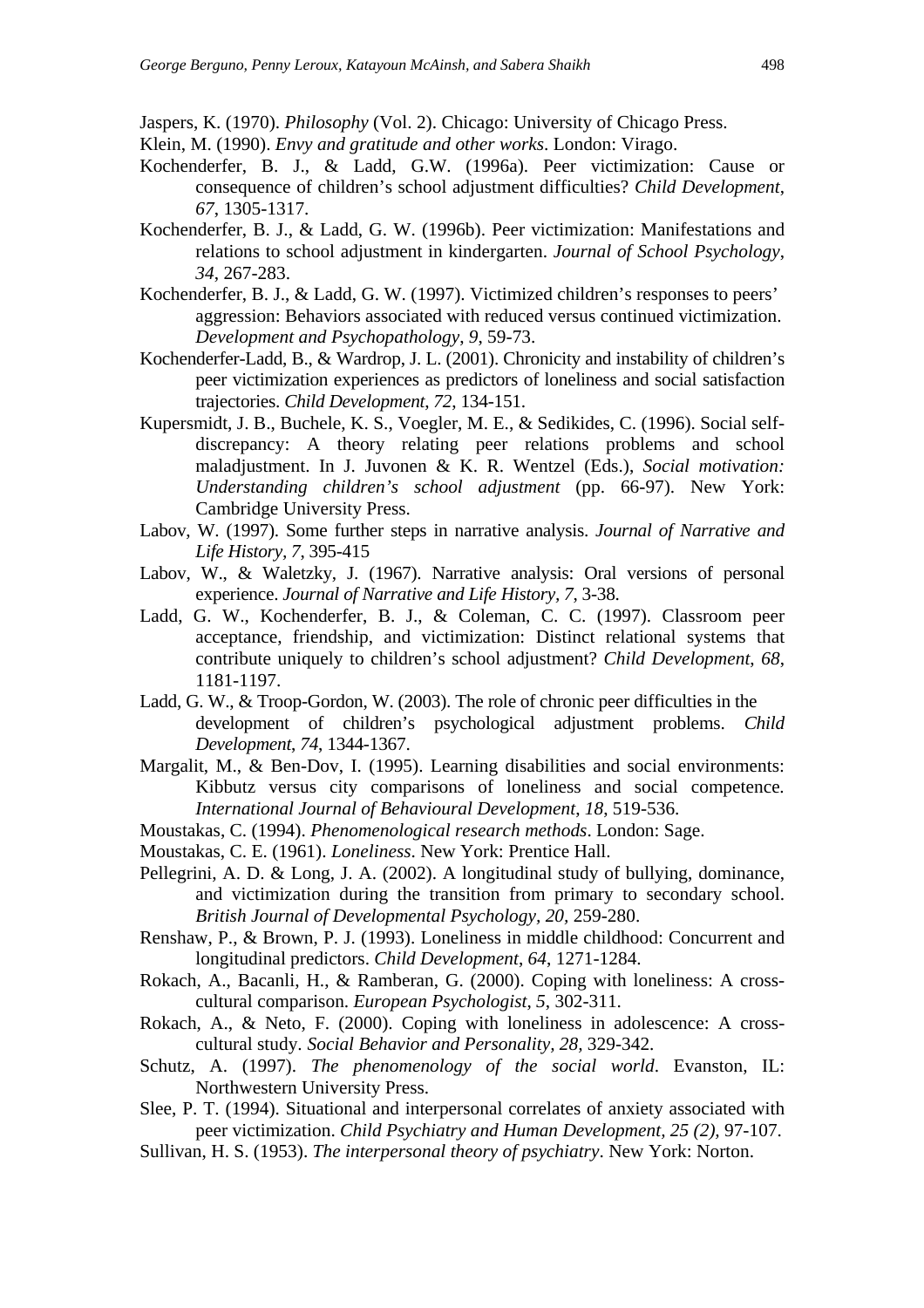Jaspers, K. (1970). *Philosophy* (Vol. 2). Chicago: University of Chicago Press.

Klein, M. (1990). *Envy and gratitude and other works*. London: Virago.

Kochenderfer, B. J., & Ladd, G.W. (1996a). Peer victimization: Cause or consequence of children's school adjustment difficulties? *Child Development*, *67*, 1305-1317.

Kochenderfer, B. J., & Ladd, G. W. (1996b). Peer victimization: Manifestations and relations to school adjustment in kindergarten. *Journal of School Psychology*, *34*, 267-283.

Kochenderfer, B. J., & Ladd, G. W. (1997). Victimized children's responses to peers' aggression: Behaviors associated with reduced versus continued victimization. *Development and Psychopathology*, *9*, 59-73.

Kochenderfer-Ladd, B., & Wardrop, J. L. (2001). Chronicity and instability of children's peer victimization experiences as predictors of loneliness and social satisfaction trajectories. *Child Development*, *72*, 134-151.

Kupersmidt, J. B., Buchele, K. S., Voegler, M. E., & Sedikides, C. (1996). Social self-discrepancy: A theory relating peer relations problems and school maladjustment. In J. Juvonen & K. R. Wentzel (Eds.), *Social motivation: Understanding children's school adjustment* (pp. 66-97). New York: Cambridge University Press.

Labov, W. (1997). Some further steps in narrative analysis. *Journal of Narrative and Life History*, *7*, 395-415

Labov, W., & Waletzky, J. (1967). Narrative analysis: Oral versions of personal experience. *Journal of Narrative and Life History*, *7*, 3-38.

Ladd, G. W., Kochenderfer, B. J., & Coleman, C. C. (1997). Classroom peer acceptance, friendship, and victimization: Distinct relational systems that contribute uniquely to children's school adjustment? *Child Development*, *68*, 1181-1197.

Ladd, G. W., & Troop-Gordon, W. (2003). The role of chronic peer difficulties in the development of children's psychological adjustment problems. *Child Development*, *74*, 1344-1367.

Margalit, M., & Ben-Dov, I. (1995). Learning disabilities and social environments: Kibbutz versus city comparisons of loneliness and social competence. *International Journal of Behavioural Development*, *18*, 519-536.

Moustakas, C. (1994). *Phenomenological research methods*. London: Sage.

Moustakas, C. E. (1961). *Loneliness*. New York: Prentice Hall.

Pellegrini, A. D. & Long, J. A. (2002). A longitudinal study of bullying, dominance, and victimization during the transition from primary to secondary school. *British Journal of Developmental Psychology, 20,* 259-280.

Renshaw, P., & Brown, P. J. (1993). Loneliness in middle childhood: Concurrent and longitudinal predictors. *Child Development*, *64*, 1271-1284.

Rokach, A., Bacanli, H., & Ramberan, G. (2000). Coping with loneliness: A cross-cultural comparison. *European Psychologist*, *5*, 302-311.

Rokach, A., & Neto, F. (2000). Coping with loneliness in adolescence: A cross-cultural study. *Social Behavior and Personality, 28,* 329-342.

Schutz, A. (1997). *The phenomenology of the social world*. Evanston, IL: Northwestern University Press.

Slee, P. T. (1994). Situational and interpersonal correlates of anxiety associated with peer victimization. *Child Psychiatry and Human Development, 25 (2),* 97-107.

Sullivan, H. S. (1953). *The interpersonal theory of psychiatry*. New York: Norton.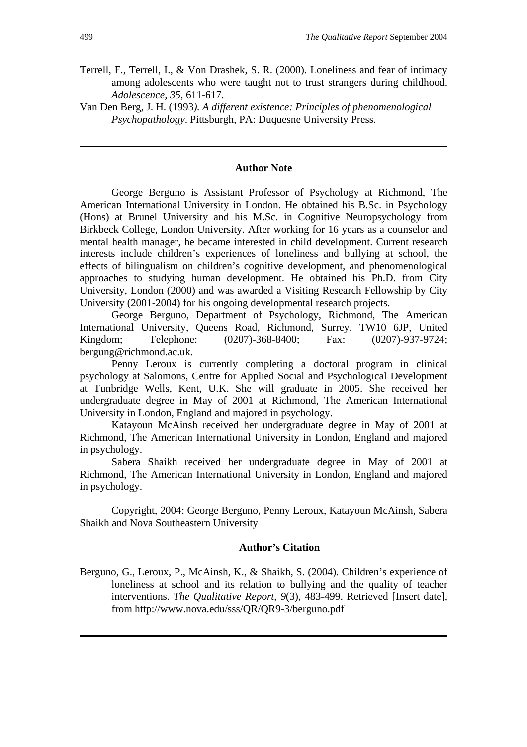Terrell, F., Terrell, I., & Von Drashek, S. R. (2000). Loneliness and fear of intimacy among adolescents who were taught not to trust strangers during childhood. *Adolescence, 35,* 611-617.

Van Den Berg, J. H. (1993*). A different existence: Principles of phenomenological Psychopathology*. Pittsburgh, PA: Duquesne University Press.

---

### Author Note

George Berguno is Assistant Professor of Psychology at Richmond, The American International University in London. He obtained his B.Sc. in Psychology (Hons) at Brunel University and his M.Sc. in Cognitive Neuropsychology from Birkbeck College, London University. After working for 16 years as a counselor and mental health manager, he became interested in child development. Current research interests include children's experiences of loneliness and bullying at school, the effects of bilingualism on children's cognitive development, and phenomenological approaches to studying human development. He obtained his Ph.D. from City University, London (2000) and was awarded a Visiting Research Fellowship by City University (2001-2004) for his ongoing developmental research projects.

George Berguno, Department of Psychology, Richmond, The American International University, Queens Road, Richmond, Surrey, TW10 6JP, United Kingdom; Telephone: (0207)-368-8400; Fax: (0207)-937-9724; bergung@richmond.ac.uk.

Penny Leroux is currently completing a doctoral program in clinical psychology at Salomons, Centre for Applied Social and Psychological Development at Tunbridge Wells, Kent, U.K. She will graduate in 2005. She received her undergraduate degree in May of 2001 at Richmond, The American International University in London, England and majored in psychology.

Katayoun McAinsh received her undergraduate degree in May of 2001 at Richmond, The American International University in London, England and majored in psychology.

Sabera Shaikh received her undergraduate degree in May of 2001 at Richmond, The American International University in London, England and majored in psychology.

Copyright, 2004: George Berguno, Penny Leroux, Katayoun McAinsh, Sabera Shaikh and Nova Southeastern University

### Author's Citation

Berguno, G., Leroux, P., McAinsh, K., & Shaikh, S. (2004). Children's experience of loneliness at school and its relation to bullying and the quality of teacher interventions. *The Qualitative Report, 9*(3), 483-499. Retrieved [Insert date], from http://www.nova.edu/sss/QR/QR9-3/berguno.pdf

---